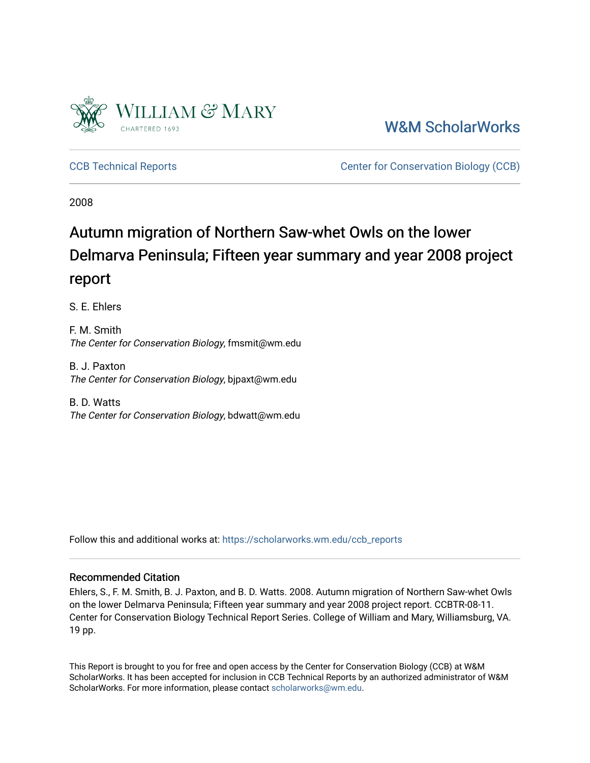William & Mary

CHARTERED 1693

W&M ScholarWorks

CCB Technical Reports

Center for Conservation Biology (CCB)

2008

# Autumn migration of Northern Saw-whet Owls on the lower Delmarva Peninsula; Fifteen year summary and year 2008 project report

S. E. Ehlers

F. M. Smith
*The Center for Conservation Biology*, fmsmit@wm.edu

B. J. Paxton
*The Center for Conservation Biology*, bjpaxt@wm.edu

B. D. Watts
*The Center for Conservation Biology*, bdwatt@wm.edu

Follow this and additional works at: https://scholarworks.wm.edu/ccb_reports

## Recommended Citation

Ehlers, S., F. M. Smith, B. J. Paxton, and B. D. Watts. 2008. Autumn migration of Northern Saw-whet Owls on the lower Delmarva Peninsula; Fifteen year summary and year 2008 project report. CCBTR-08-11. Center for Conservation Biology Technical Report Series. College of William and Mary, Williamsburg, VA. 19 pp.

This Report is brought to you for free and open access by the Center for Conservation Biology (CCB) at W&M ScholarWorks. It has been accepted for inclusion in CCB Technical Reports by an authorized administrator of W&M ScholarWorks. For more information, please contact scholarworks@wm.edu.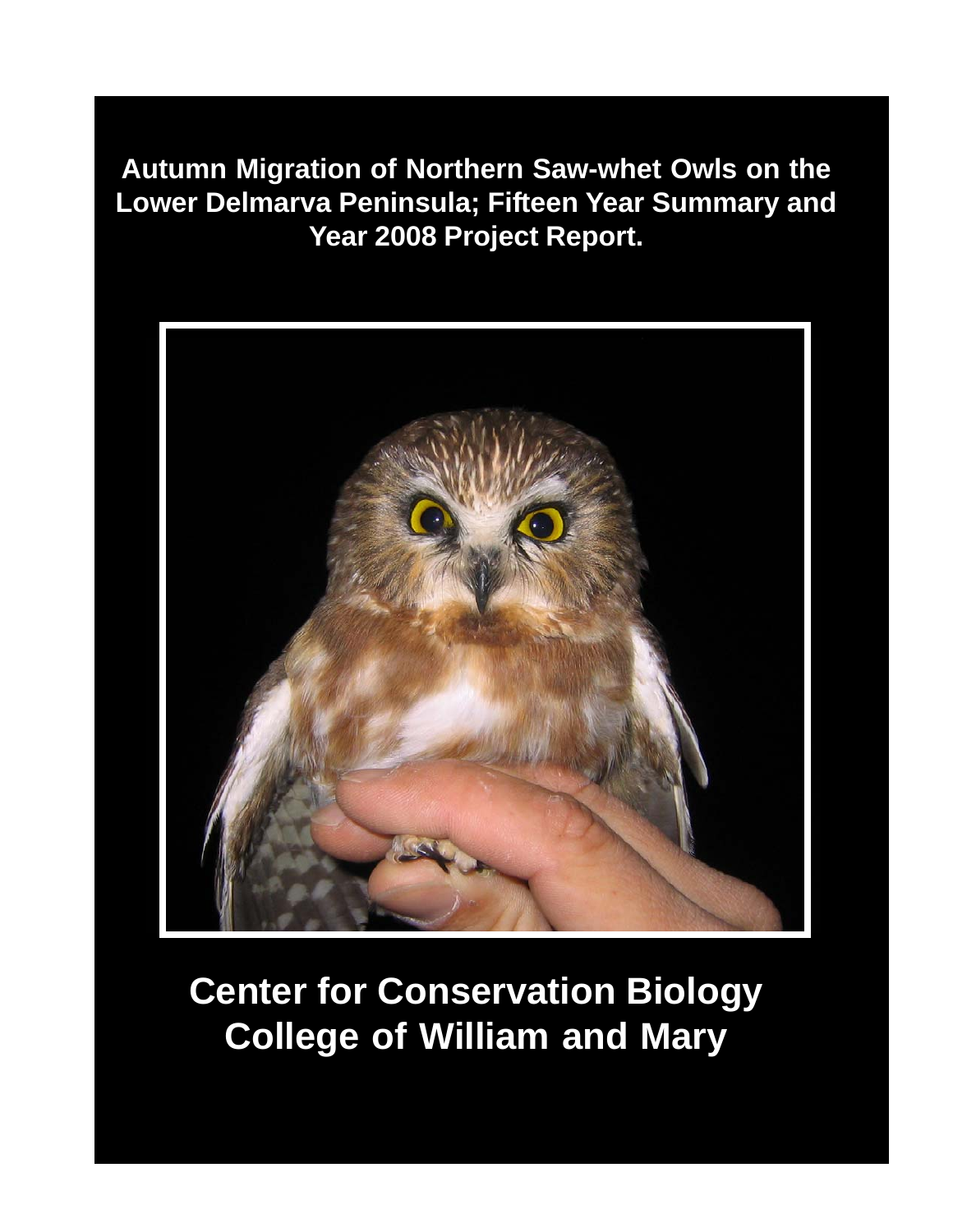# Autumn Migration of Northern Saw-whet Owls on the Lower Delmarva Peninsula; Fifteen Year Summary and Year 2008 Project Report.

**Center for Conservation Biology**
**College of William and Mary**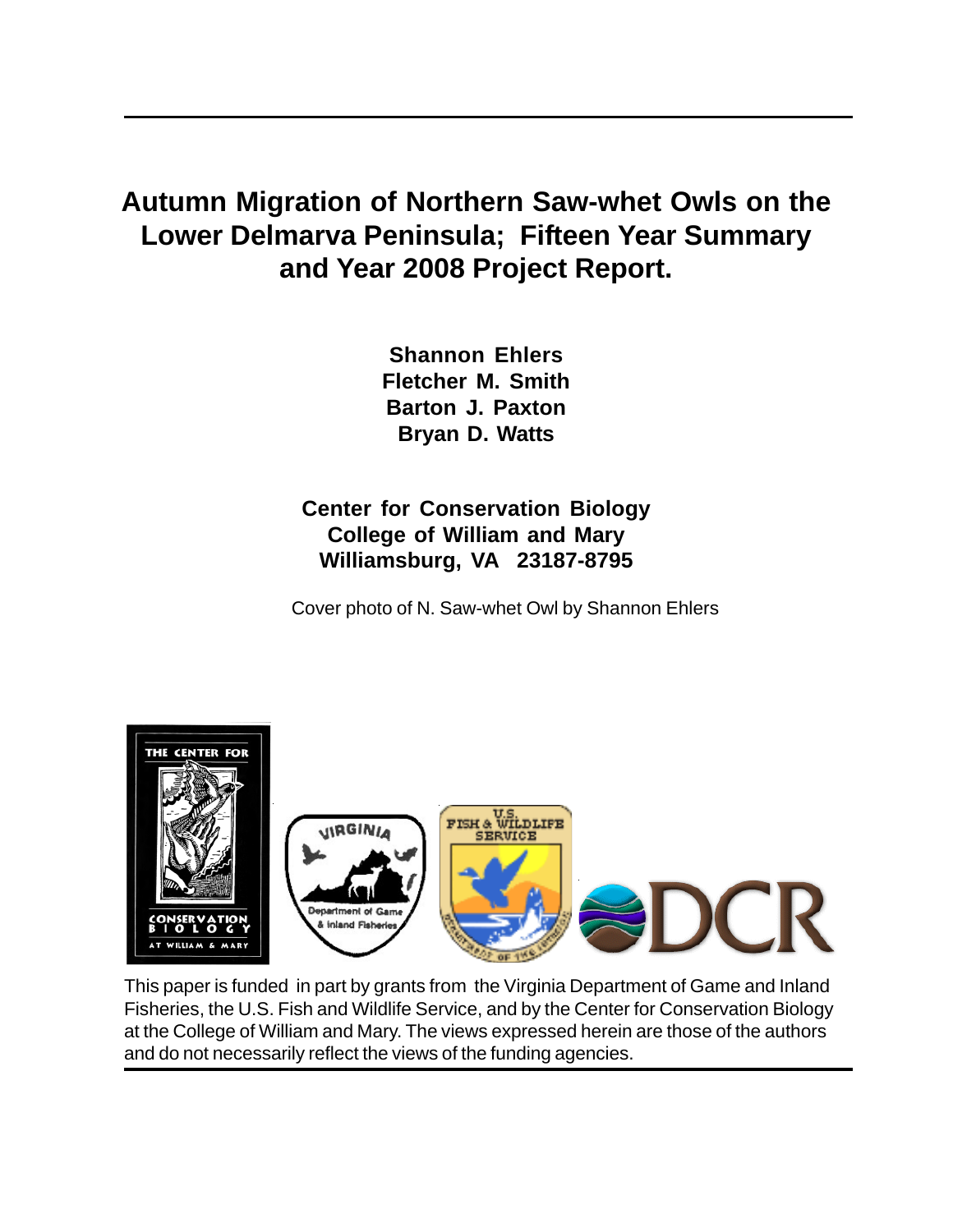# Autumn Migration of Northern Saw-whet Owls on the Lower Delmarva Peninsula; Fifteen Year Summary and Year 2008 Project Report.

**Shannon Ehlers**
**Fletcher M. Smith**
**Barton J. Paxton**
**Bryan D. Watts**

**Center for Conservation Biology**
**College of William and Mary**
**Williamsburg, VA 23187-8795**

Cover photo of N. Saw-whet Owl by Shannon Ehlers

This paper is funded in part by grants from the Virginia Department of Game and Inland Fisheries, the U.S. Fish and Wildlife Service, and by the Center for Conservation Biology at the College of William and Mary. The views expressed herein are those of the authors and do not necessarily reflect the views of the funding agencies.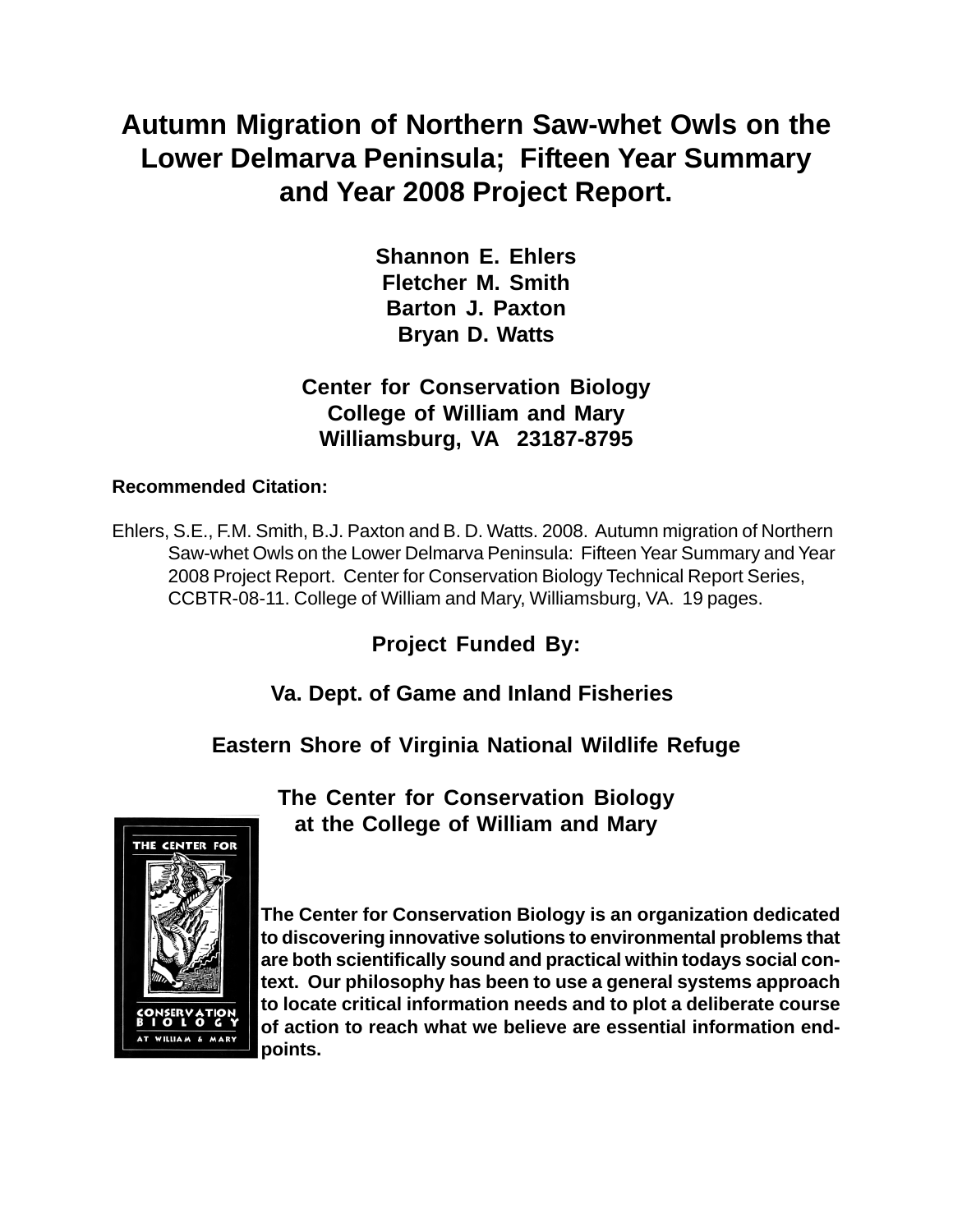# Autumn Migration of Northern Saw-whet Owls on the Lower Delmarva Peninsula; Fifteen Year Summary and Year 2008 Project Report.

**Shannon E. Ehlers**
**Fletcher M. Smith**
**Barton J. Paxton**
**Bryan D. Watts**

**Center for Conservation Biology**
**College of William and Mary**
**Williamsburg, VA 23187-8795**

**Recommended Citation:**

Ehlers, S.E., F.M. Smith, B.J. Paxton and B. D. Watts. 2008. Autumn migration of Northern Saw-whet Owls on the Lower Delmarva Peninsula: Fifteen Year Summary and Year 2008 Project Report. Center for Conservation Biology Technical Report Series, CCBTR-08-11. College of William and Mary, Williamsburg, VA. 19 pages.

**Project Funded By:**

**Va. Dept. of Game and Inland Fisheries**

**Eastern Shore of Virginia National Wildlife Refuge**

**The Center for Conservation Biology at the College of William and Mary**

**The Center for Conservation Biology is an organization dedicated to discovering innovative solutions to environmental problems that are both scientifically sound and practical within todays social context. Our philosophy has been to use a general systems approach to locate critical information needs and to plot a deliberate course of action to reach what we believe are essential information endpoints.**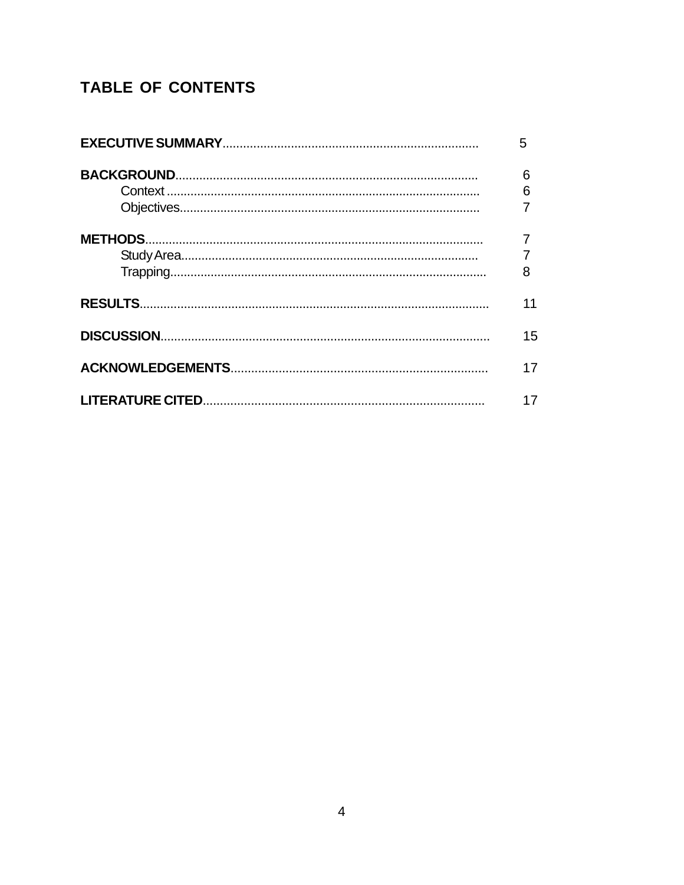## TABLE OF CONTENTS

**EXECUTIVE SUMMARY**.......................................................................... 5

**BACKGROUND**......................................................................................... 6
- Context ........................................................................................... 6
- Objectives....................................................................................... 7

**METHODS**................................................................................................. 7
- Study Area...................................................................................... 7
- Trapping.......................................................................................... 8

**RESULTS**.................................................................................................... 11

**DISCUSSION**............................................................................................. 15

**ACKNOWLEDGEMENTS**.......................................................................... 17

**LITERATURE CITED**.................................................................................. 17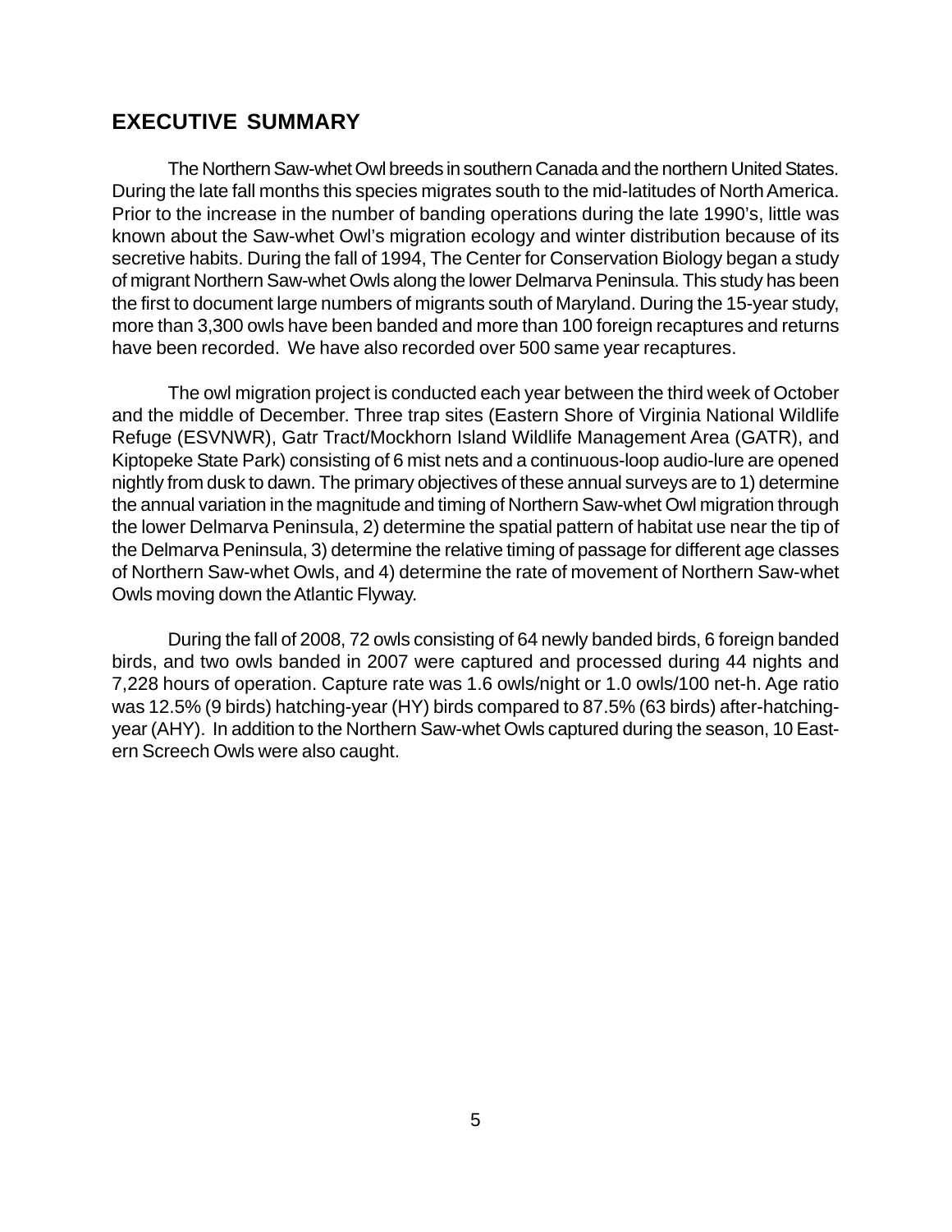## EXECUTIVE SUMMARY

The Northern Saw-whet Owl breeds in southern Canada and the northern United States. During the late fall months this species migrates south to the mid-latitudes of North America. Prior to the increase in the number of banding operations during the late 1990's, little was known about the Saw-whet Owl's migration ecology and winter distribution because of its secretive habits. During the fall of 1994, The Center for Conservation Biology began a study of migrant Northern Saw-whet Owls along the lower Delmarva Peninsula. This study has been the first to document large numbers of migrants south of Maryland. During the 15-year study, more than 3,300 owls have been banded and more than 100 foreign recaptures and returns have been recorded. We have also recorded over 500 same year recaptures.

The owl migration project is conducted each year between the third week of October and the middle of December. Three trap sites (Eastern Shore of Virginia National Wildlife Refuge (ESVNWR), Gatr Tract/Mockhorn Island Wildlife Management Area (GATR), and Kiptopeke State Park) consisting of 6 mist nets and a continuous-loop audio-lure are opened nightly from dusk to dawn. The primary objectives of these annual surveys are to 1) determine the annual variation in the magnitude and timing of Northern Saw-whet Owl migration through the lower Delmarva Peninsula, 2) determine the spatial pattern of habitat use near the tip of the Delmarva Peninsula, 3) determine the relative timing of passage for different age classes of Northern Saw-whet Owls, and 4) determine the rate of movement of Northern Saw-whet Owls moving down the Atlantic Flyway.

During the fall of 2008, 72 owls consisting of 64 newly banded birds, 6 foreign banded birds, and two owls banded in 2007 were captured and processed during 44 nights and 7,228 hours of operation. Capture rate was 1.6 owls/night or 1.0 owls/100 net-h. Age ratio was 12.5% (9 birds) hatching-year (HY) birds compared to 87.5% (63 birds) after-hatching-year (AHY). In addition to the Northern Saw-whet Owls captured during the season, 10 Eastern Screech Owls were also caught.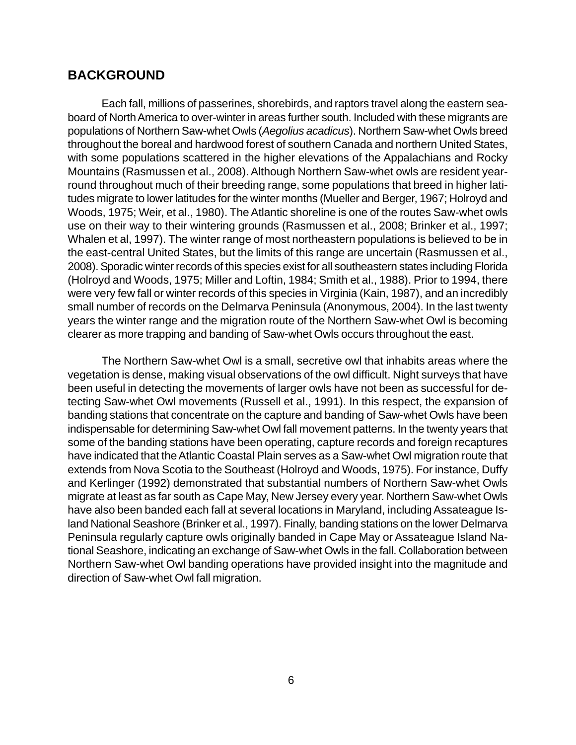## BACKGROUND

Each fall, millions of passerines, shorebirds, and raptors travel along the eastern seaboard of North America to over-winter in areas further south. Included with these migrants are populations of Northern Saw-whet Owls (*Aegolius acadicus*). Northern Saw-whet Owls breed throughout the boreal and hardwood forest of southern Canada and northern United States, with some populations scattered in the higher elevations of the Appalachians and Rocky Mountains (Rasmussen et al., 2008). Although Northern Saw-whet owls are resident year-round throughout much of their breeding range, some populations that breed in higher latitudes migrate to lower latitudes for the winter months (Mueller and Berger, 1967; Holroyd and Woods, 1975; Weir, et al., 1980). The Atlantic shoreline is one of the routes Saw-whet owls use on their way to their wintering grounds (Rasmussen et al., 2008; Brinker et al., 1997; Whalen et al, 1997). The winter range of most northeastern populations is believed to be in the east-central United States, but the limits of this range are uncertain (Rasmussen et al., 2008). Sporadic winter records of this species exist for all southeastern states including Florida (Holroyd and Woods, 1975; Miller and Loftin, 1984; Smith et al., 1988). Prior to 1994, there were very few fall or winter records of this species in Virginia (Kain, 1987), and an incredibly small number of records on the Delmarva Peninsula (Anonymous, 2004). In the last twenty years the winter range and the migration route of the Northern Saw-whet Owl is becoming clearer as more trapping and banding of Saw-whet Owls occurs throughout the east.

The Northern Saw-whet Owl is a small, secretive owl that inhabits areas where the vegetation is dense, making visual observations of the owl difficult. Night surveys that have been useful in detecting the movements of larger owls have not been as successful for detecting Saw-whet Owl movements (Russell et al., 1991). In this respect, the expansion of banding stations that concentrate on the capture and banding of Saw-whet Owls have been indispensable for determining Saw-whet Owl fall movement patterns. In the twenty years that some of the banding stations have been operating, capture records and foreign recaptures have indicated that the Atlantic Coastal Plain serves as a Saw-whet Owl migration route that extends from Nova Scotia to the Southeast (Holroyd and Woods, 1975). For instance, Duffy and Kerlinger (1992) demonstrated that substantial numbers of Northern Saw-whet Owls migrate at least as far south as Cape May, New Jersey every year. Northern Saw-whet Owls have also been banded each fall at several locations in Maryland, including Assateague Island National Seashore (Brinker et al., 1997). Finally, banding stations on the lower Delmarva Peninsula regularly capture owls originally banded in Cape May or Assateague Island National Seashore, indicating an exchange of Saw-whet Owls in the fall. Collaboration between Northern Saw-whet Owl banding operations have provided insight into the magnitude and direction of Saw-whet Owl fall migration.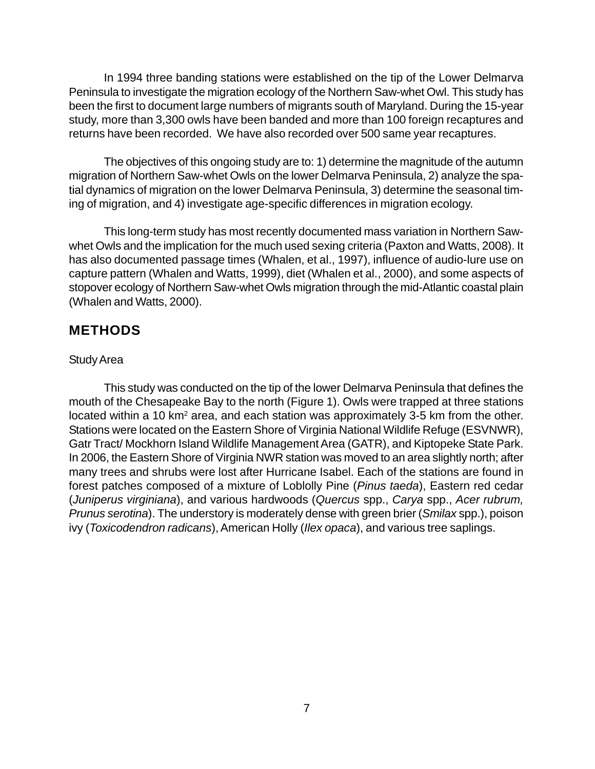In 1994 three banding stations were established on the tip of the Lower Delmarva Peninsula to investigate the migration ecology of the Northern Saw-whet Owl. This study has been the first to document large numbers of migrants south of Maryland. During the 15-year study, more than 3,300 owls have been banded and more than 100 foreign recaptures and returns have been recorded. We have also recorded over 500 same year recaptures.

The objectives of this ongoing study are to: 1) determine the magnitude of the autumn migration of Northern Saw-whet Owls on the lower Delmarva Peninsula, 2) analyze the spatial dynamics of migration on the lower Delmarva Peninsula, 3) determine the seasonal timing of migration, and 4) investigate age-specific differences in migration ecology.

This long-term study has most recently documented mass variation in Northern Saw-whet Owls and the implication for the much used sexing criteria (Paxton and Watts, 2008). It has also documented passage times (Whalen, et al., 1997), influence of audio-lure use on capture pattern (Whalen and Watts, 1999), diet (Whalen et al., 2000), and some aspects of stopover ecology of Northern Saw-whet Owls migration through the mid-Atlantic coastal plain (Whalen and Watts, 2000).

## METHODS

Study Area

This study was conducted on the tip of the lower Delmarva Peninsula that defines the mouth of the Chesapeake Bay to the north (Figure 1). Owls were trapped at three stations located within a 10 $km^2$ area, and each station was approximately 3-5 km from the other. Stations were located on the Eastern Shore of Virginia National Wildlife Refuge (ESVNWR), Gatr Tract/ Mockhorn Island Wildlife Management Area (GATR), and Kiptopeke State Park. In 2006, the Eastern Shore of Virginia NWR station was moved to an area slightly north; after many trees and shrubs were lost after Hurricane Isabel. Each of the stations are found in forest patches composed of a mixture of Loblolly Pine (*Pinus taeda*), Eastern red cedar (*Juniperus virginiana*), and various hardwoods (*Quercus* spp., *Carya* spp., *Acer rubrum, Prunus serotina*). The understory is moderately dense with green brier (*Smilax* spp.), poison ivy (*Toxicodendron radicans*), American Holly (*Ilex opaca*), and various tree saplings.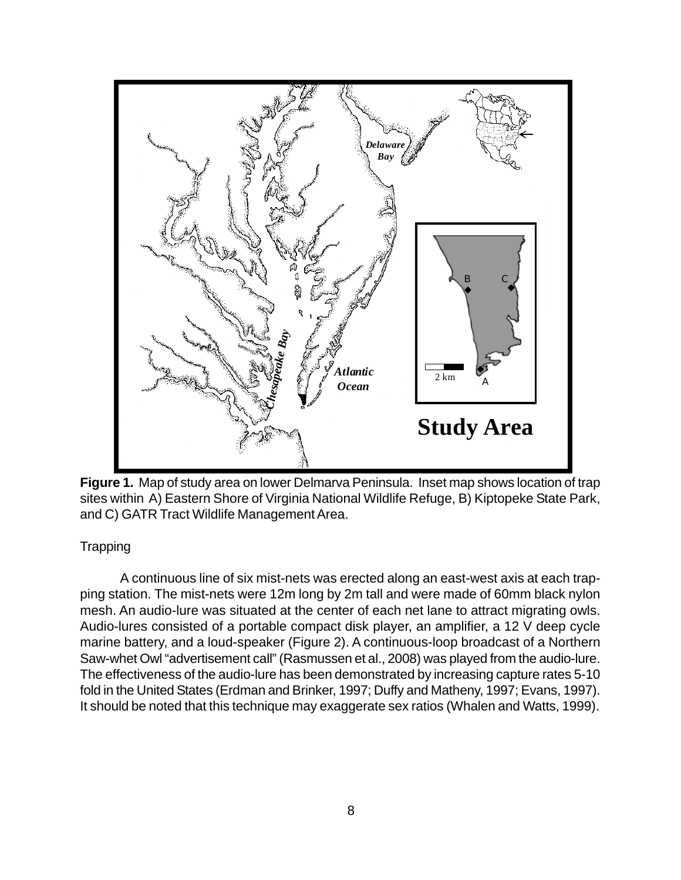**Figure 1.** Map of study area on lower Delmarva Peninsula. Inset map shows location of trap sites within A) Eastern Shore of Virginia National Wildlife Refuge, B) Kiptopeke State Park, and C) GATR Tract Wildlife Management Area.

## Trapping

A continuous line of six mist-nets was erected along an east-west axis at each trapping station. The mist-nets were 12m long by 2m tall and were made of 60mm black nylon mesh. An audio-lure was situated at the center of each net lane to attract migrating owls. Audio-lures consisted of a portable compact disk player, an amplifier, a 12 V deep cycle marine battery, and a loud-speaker (Figure 2). A continuous-loop broadcast of a Northern Saw-whet Owl "advertisement call" (Rasmussen et al., 2008) was played from the audio-lure. The effectiveness of the audio-lure has been demonstrated by increasing capture rates 5-10 fold in the United States (Erdman and Brinker, 1997; Duffy and Matheny, 1997; Evans, 1997). It should be noted that this technique may exaggerate sex ratios (Whalen and Watts, 1999).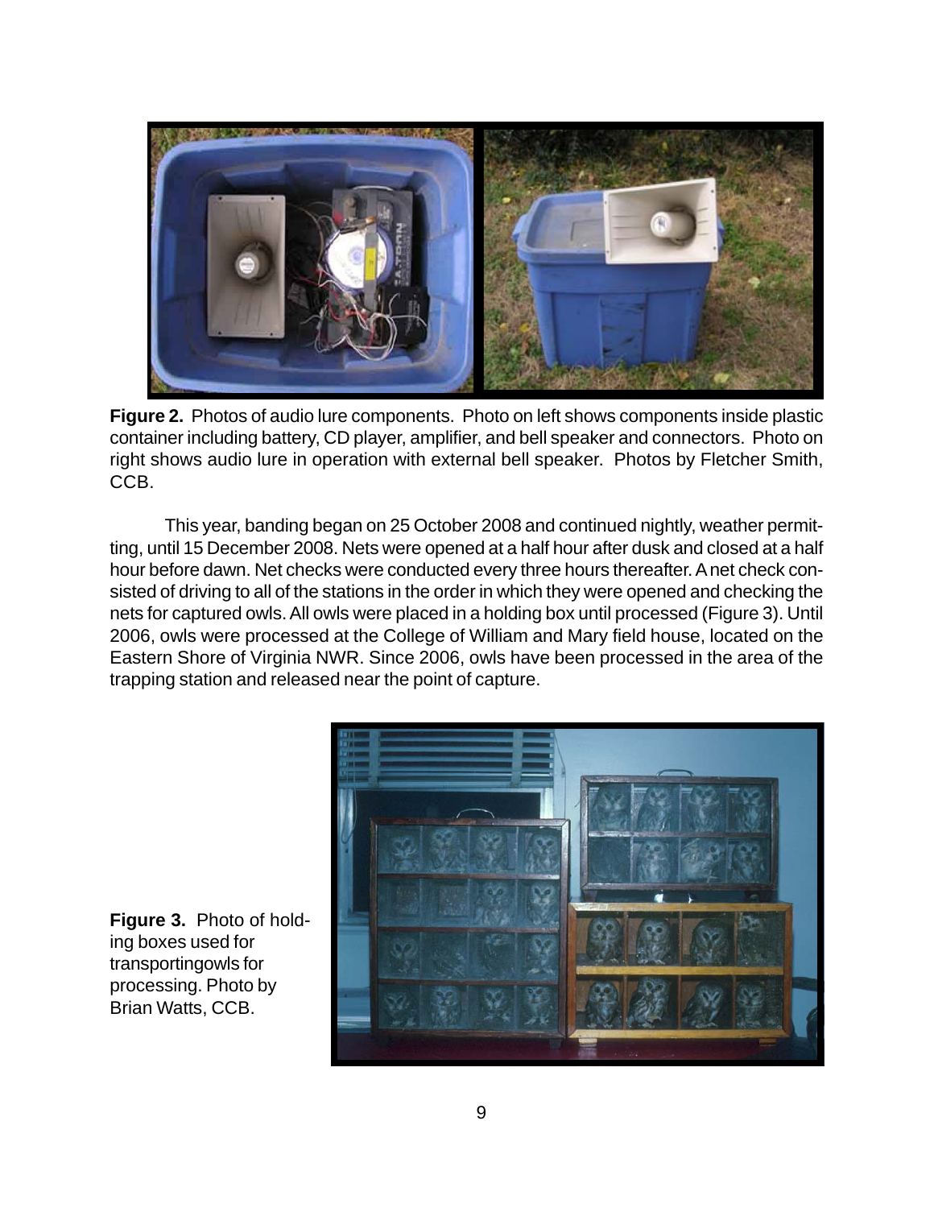**Figure 2.** Photos of audio lure components. Photo on left shows components inside plastic container including battery, CD player, amplifier, and bell speaker and connectors. Photo on right shows audio lure in operation with external bell speaker. Photos by Fletcher Smith, CCB.

This year, banding began on 25 October 2008 and continued nightly, weather permitting, until 15 December 2008. Nets were opened at a half hour after dusk and closed at a half hour before dawn. Net checks were conducted every three hours thereafter. A net check consisted of driving to all of the stations in the order in which they were opened and checking the nets for captured owls. All owls were placed in a holding box until processed (Figure 3). Until 2006, owls were processed at the College of William and Mary field house, located on the Eastern Shore of Virginia NWR. Since 2006, owls have been processed in the area of the trapping station and released near the point of capture.

**Figure 3.** Photo of holding boxes used for transportingowls for processing. Photo by Brian Watts, CCB.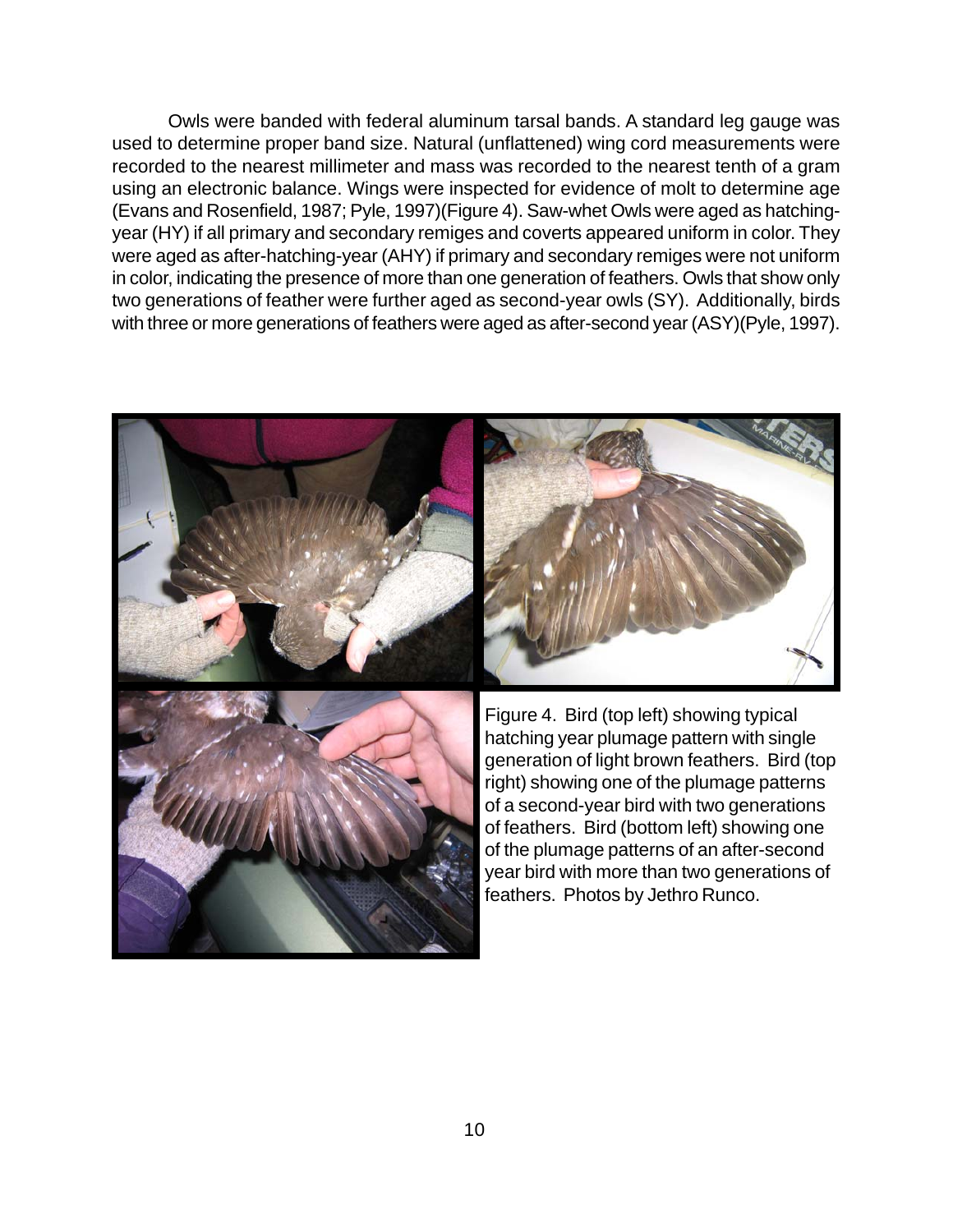Owls were banded with federal aluminum tarsal bands. A standard leg gauge was used to determine proper band size. Natural (unflattened) wing cord measurements were recorded to the nearest millimeter and mass was recorded to the nearest tenth of a gram using an electronic balance. Wings were inspected for evidence of molt to determine age (Evans and Rosenfield, 1987; Pyle, 1997)(Figure 4). Saw-whet Owls were aged as hatching-year (HY) if all primary and secondary remiges and coverts appeared uniform in color. They were aged as after-hatching-year (AHY) if primary and secondary remiges were not uniform in color, indicating the presence of more than one generation of feathers. Owls that show only two generations of feather were further aged as second-year owls (SY). Additionally, birds with three or more generations of feathers were aged as after-second year (ASY)(Pyle, 1997).

Figure 4. Bird (top left) showing typical hatching year plumage pattern with single generation of light brown feathers. Bird (top right) showing one of the plumage patterns of a second-year bird with two generations of feathers. Bird (bottom left) showing one of the plumage patterns of an after-second year bird with more than two generations of feathers. Photos by Jethro Runco.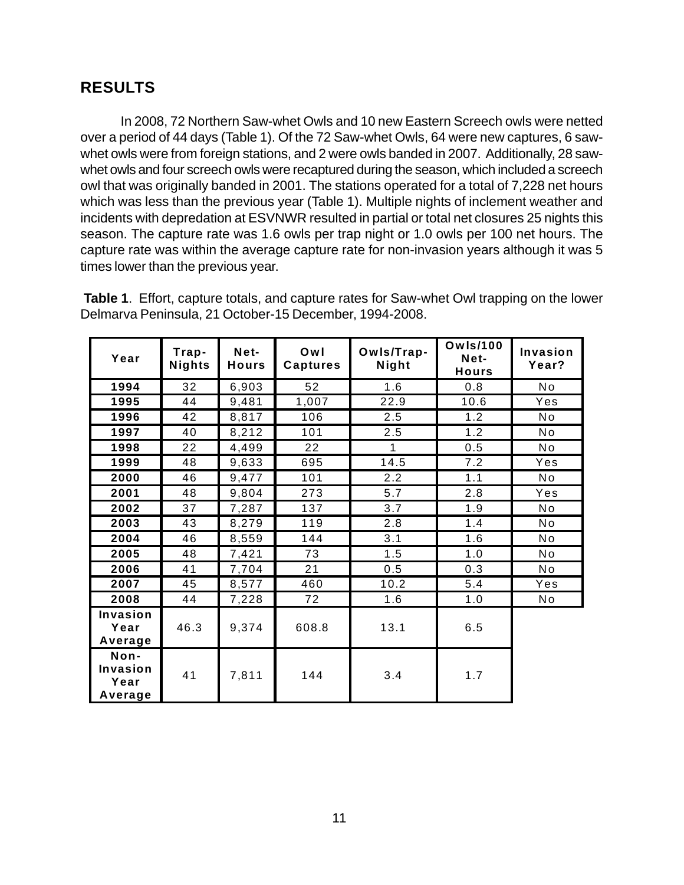## RESULTS

In 2008, 72 Northern Saw-whet Owls and 10 new Eastern Screech owls were netted over a period of 44 days (Table 1). Of the 72 Saw-whet Owls, 64 were new captures, 6 saw-whet owls were from foreign stations, and 2 were owls banded in 2007. Additionally, 28 saw-whet owls and four screech owls were recaptured during the season, which included a screech owl that was originally banded in 2001. The stations operated for a total of 7,228 net hours which was less than the previous year (Table 1). Multiple nights of inclement weather and incidents with depredation at ESVNWR resulted in partial or total net closures 25 nights this season. The capture rate was 1.6 owls per trap night or 1.0 owls per 100 net hours. The capture rate was within the average capture rate for non-invasion years although it was 5 times lower than the previous year.

**Table 1**. Effort, capture totals, and capture rates for Saw-whet Owl trapping on the lower Delmarva Peninsula, 21 October-15 December, 1994-2008.

| Year | Trap-Nights | Net-Hours | Owl Captures | Owls/Trap-Night | Owls/100 Net-Hours | Invasion Year? |
|---|---|---|---|---|---|---|
| **1994** | 32 | 6,903 | 52 | 1.6 | 0.8 | No |
| **1995** | 44 | 9,481 | 1,007 | 22.9 | 10.6 | Yes |
| **1996** | 42 | 8,817 | 106 | 2.5 | 1.2 | No |
| **1997** | 40 | 8,212 | 101 | 2.5 | 1.2 | No |
| **1998** | 22 | 4,499 | 22 | 1 | 0.5 | No |
| **1999** | 48 | 9,633 | 695 | 14.5 | 7.2 | Yes |
| **2000** | 46 | 9,477 | 101 | 2.2 | 1.1 | No |
| **2001** | 48 | 9,804 | 273 | 5.7 | 2.8 | Yes |
| **2002** | 37 | 7,287 | 137 | 3.7 | 1.9 | No |
| **2003** | 43 | 8,279 | 119 | 2.8 | 1.4 | No |
| **2004** | 46 | 8,559 | 144 | 3.1 | 1.6 | No |
| **2005** | 48 | 7,421 | 73 | 1.5 | 1.0 | No |
| **2006** | 41 | 7,704 | 21 | 0.5 | 0.3 | No |
| **2007** | 45 | 8,577 | 460 | 10.2 | 5.4 | Yes |
| **2008** | 44 | 7,228 | 72 | 1.6 | 1.0 | No |
| **Invasion Year Average** | 46.3 | 9,374 | 608.8 | 13.1 | 6.5 | |
| **Non-Invasion Year Average** | 41 | 7,811 | 144 | 3.4 | 1.7 | |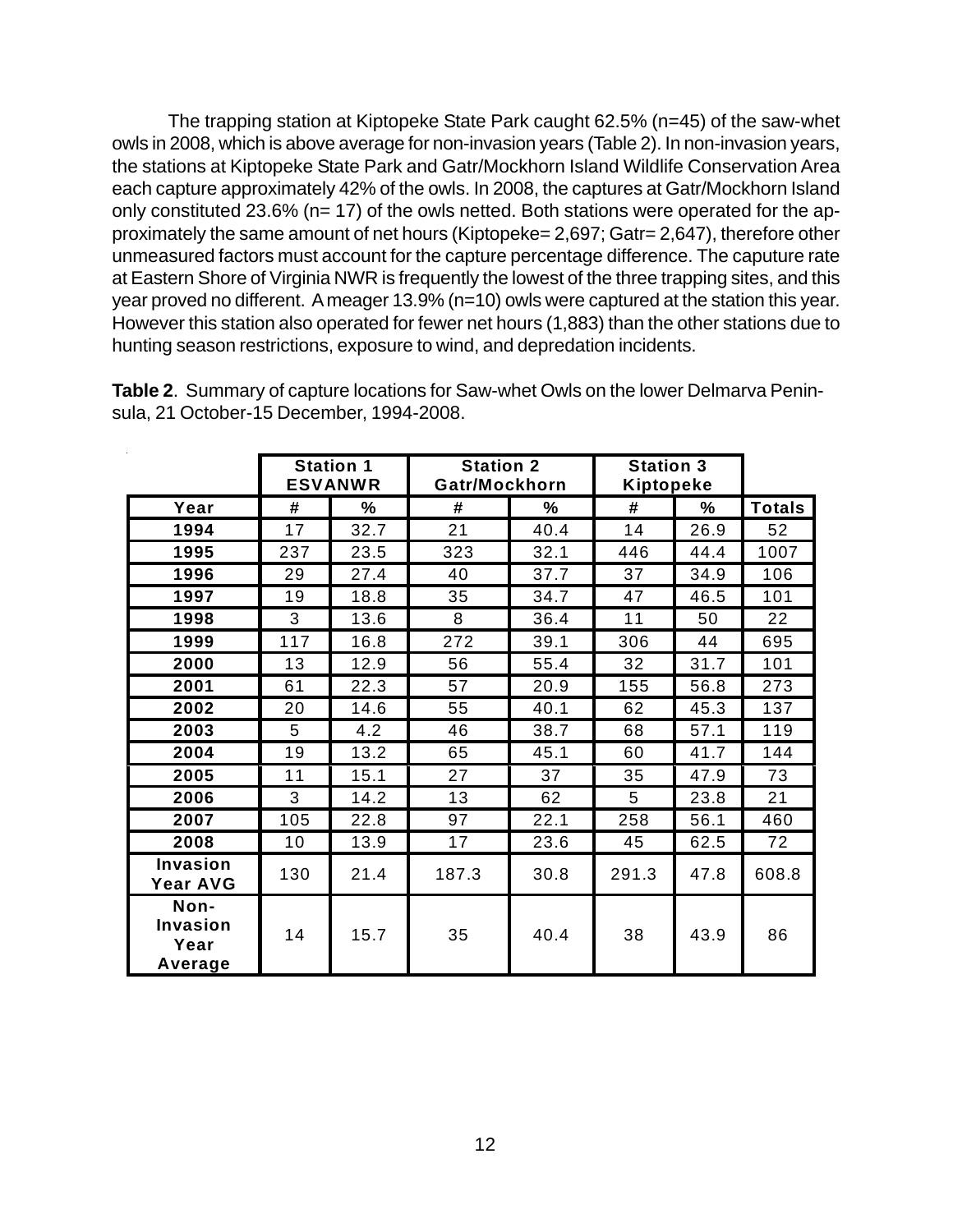The trapping station at Kiptopeke State Park caught 62.5% (n=45) of the saw-whet owls in 2008, which is above average for non-invasion years (Table 2). In non-invasion years, the stations at Kiptopeke State Park and Gatr/Mockhorn Island Wildlife Conservation Area each capture approximately 42% of the owls. In 2008, the captures at Gatr/Mockhorn Island only constituted 23.6% (n= 17) of the owls netted. Both stations were operated for the approximately the same amount of net hours (Kiptopeke= 2,697; Gatr= 2,647), therefore other unmeasured factors must account for the capture percentage difference. The caputure rate at Eastern Shore of Virginia NWR is frequently the lowest of the three trapping sites, and this year proved no different. A meager 13.9% (n=10) owls were captured at the station this year. However this station also operated for fewer net hours (1,883) than the other stations due to hunting season restrictions, exposure to wind, and depredation incidents.

**Table 2**. Summary of capture locations for Saw-whet Owls on the lower Delmarva Peninsula, 21 October-15 December, 1994-2008.

| | Station 1 ESVANWR | | Station 2 Gatr/Mockhorn | | Station 3 Kiptopeke | | |
|---|---|---|---|---|---|---|---|
| **Year** | **#** | **%** | **#** | **%** | **#** | **%** | **Totals** |
| **1994** | 17 | 32.7 | 21 | 40.4 | 14 | 26.9 | 52 |
| **1995** | 237 | 23.5 | 323 | 32.1 | 446 | 44.4 | 1007 |
| **1996** | 29 | 27.4 | 40 | 37.7 | 37 | 34.9 | 106 |
| **1997** | 19 | 18.8 | 35 | 34.7 | 47 | 46.5 | 101 |
| **1998** | 3 | 13.6 | 8 | 36.4 | 11 | 50 | 22 |
| **1999** | 117 | 16.8 | 272 | 39.1 | 306 | 44 | 695 |
| **2000** | 13 | 12.9 | 56 | 55.4 | 32 | 31.7 | 101 |
| **2001** | 61 | 22.3 | 57 | 20.9 | 155 | 56.8 | 273 |
| **2002** | 20 | 14.6 | 55 | 40.1 | 62 | 45.3 | 137 |
| **2003** | 5 | 4.2 | 46 | 38.7 | 68 | 57.1 | 119 |
| **2004** | 19 | 13.2 | 65 | 45.1 | 60 | 41.7 | 144 |
| **2005** | 11 | 15.1 | 27 | 37 | 35 | 47.9 | 73 |
| **2006** | 3 | 14.2 | 13 | 62 | 5 | 23.8 | 21 |
| **2007** | 105 | 22.8 | 97 | 22.1 | 258 | 56.1 | 460 |
| **2008** | 10 | 13.9 | 17 | 23.6 | 45 | 62.5 | 72 |
| **Invasion Year AVG** | 130 | 21.4 | 187.3 | 30.8 | 291.3 | 47.8 | 608.8 |
| **Non-Invasion Year Average** | 14 | 15.7 | 35 | 40.4 | 38 | 43.9 | 86 |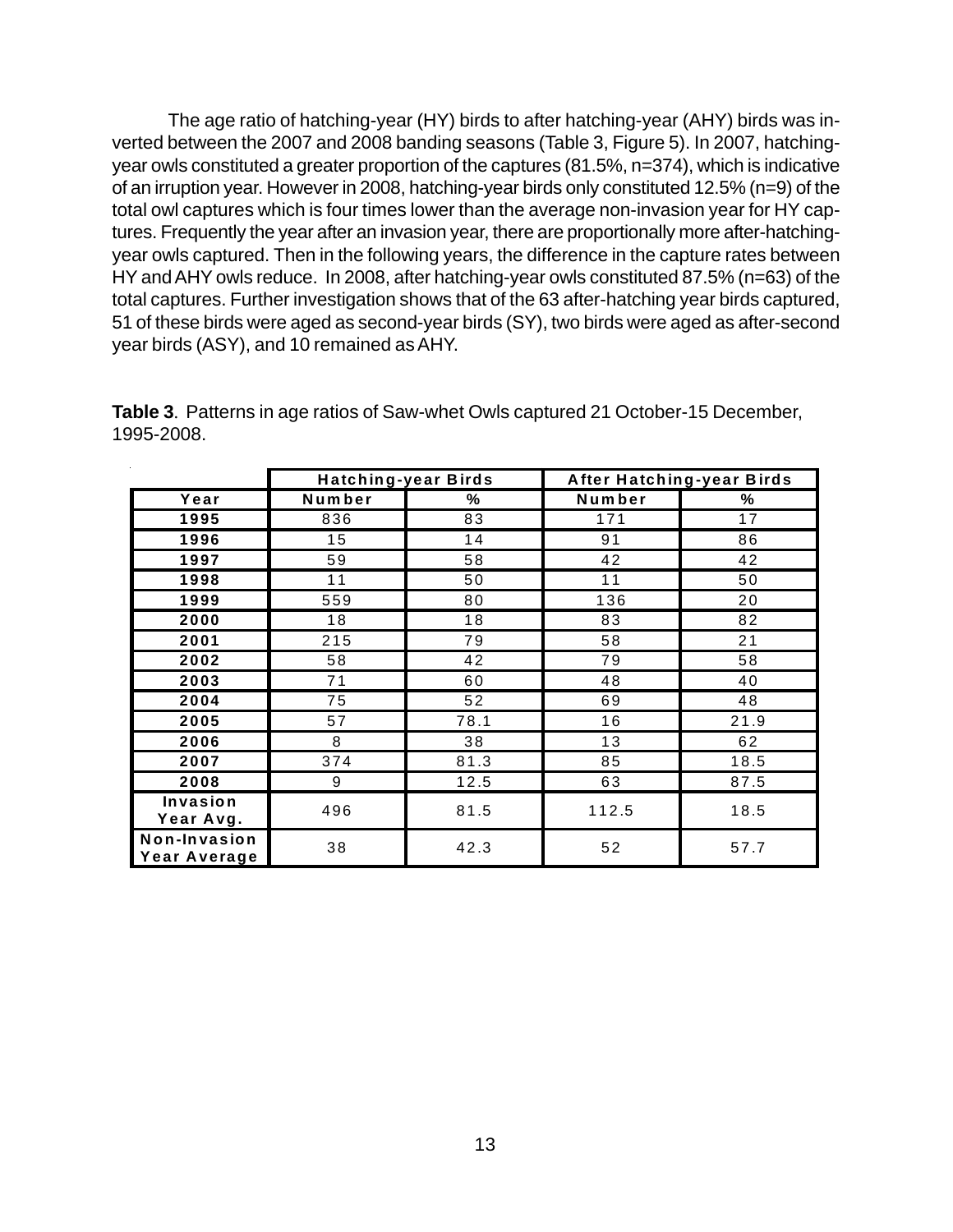The age ratio of hatching-year (HY) birds to after hatching-year (AHY) birds was inverted between the 2007 and 2008 banding seasons (Table 3, Figure 5). In 2007, hatching-year owls constituted a greater proportion of the captures (81.5%, n=374), which is indicative of an irruption year. However in 2008, hatching-year birds only constituted 12.5% (n=9) of the total owl captures which is four times lower than the average non-invasion year for HY captures. Frequently the year after an invasion year, there are proportionally more after-hatching-year owls captured. Then in the following years, the difference in the capture rates between HY and AHY owls reduce. In 2008, after hatching-year owls constituted 87.5% (n=63) of the total captures. Further investigation shows that of the 63 after-hatching year birds captured, 51 of these birds were aged as second-year birds (SY), two birds were aged as after-second year birds (ASY), and 10 remained as AHY.

**Table 3**. Patterns in age ratios of Saw-whet Owls captured 21 October-15 December, 1995-2008.

| | Hatching-year Birds | | After Hatching-year Birds | |
|---|---|---|---|---|
| **Year** | **Number** | **%** | **Number** | **%** |
| **1995** | 836 | 83 | 171 | 17 |
| **1996** | 15 | 14 | 91 | 86 |
| **1997** | 59 | 58 | 42 | 42 |
| **1998** | 11 | 50 | 11 | 50 |
| **1999** | 559 | 80 | 136 | 20 |
| **2000** | 18 | 18 | 83 | 82 |
| **2001** | 215 | 79 | 58 | 21 |
| **2002** | 58 | 42 | 79 | 58 |
| **2003** | 71 | 60 | 48 | 40 |
| **2004** | 75 | 52 | 69 | 48 |
| **2005** | 57 | 78.1 | 16 | 21.9 |
| **2006** | 8 | 38 | 13 | 62 |
| **2007** | 374 | 81.3 | 85 | 18.5 |
| **2008** | 9 | 12.5 | 63 | 87.5 |
| **Invasion Year Avg.** | 496 | 81.5 | 112.5 | 18.5 |
| **Non-Invasion Year Average** | 38 | 42.3 | 52 | 57.7 |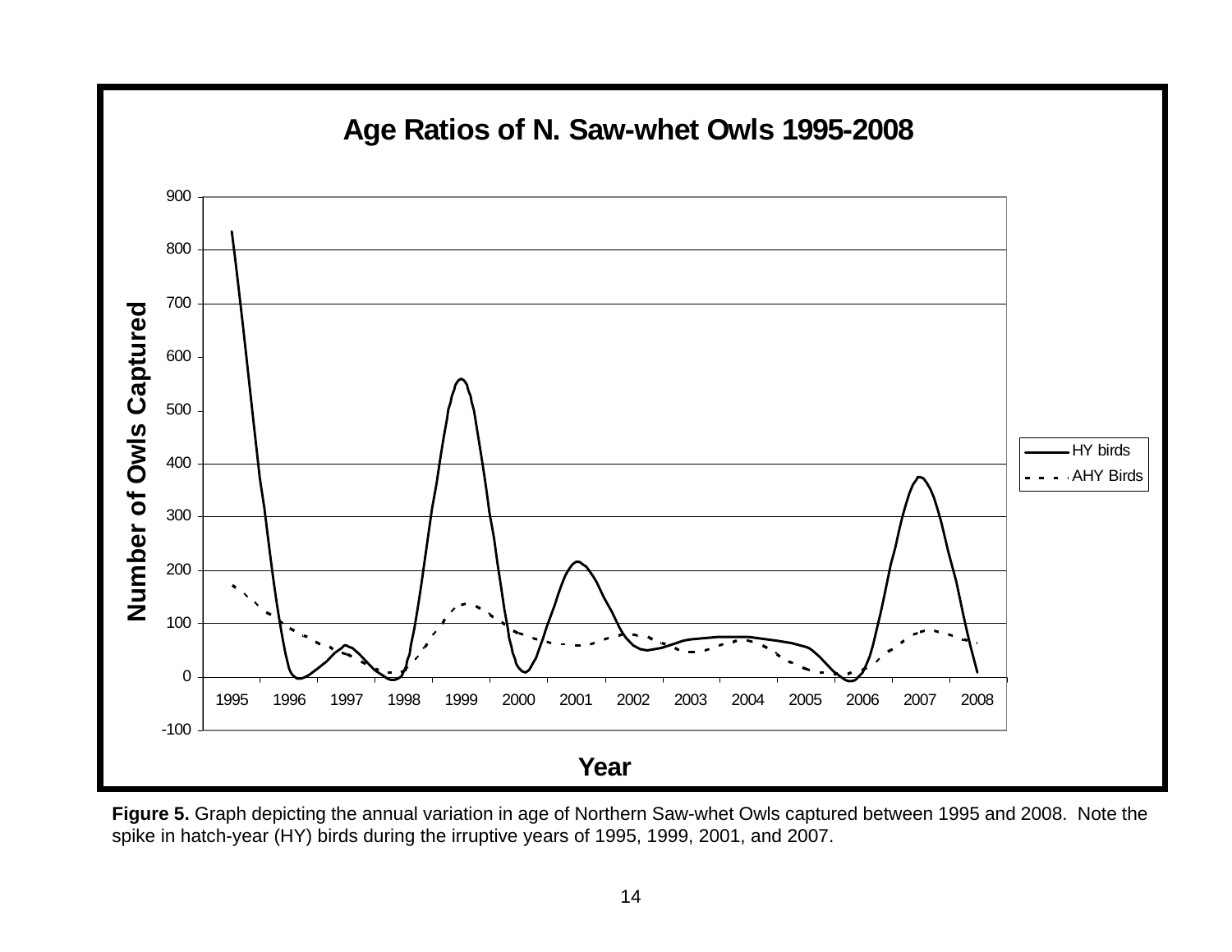**Figure 5.** Graph depicting the annual variation in age of Northern Saw-whet Owls captured between 1995 and 2008. Note the spike in hatch-year (HY) birds during the irruptive years of 1995, 1999, 2001, and 2007.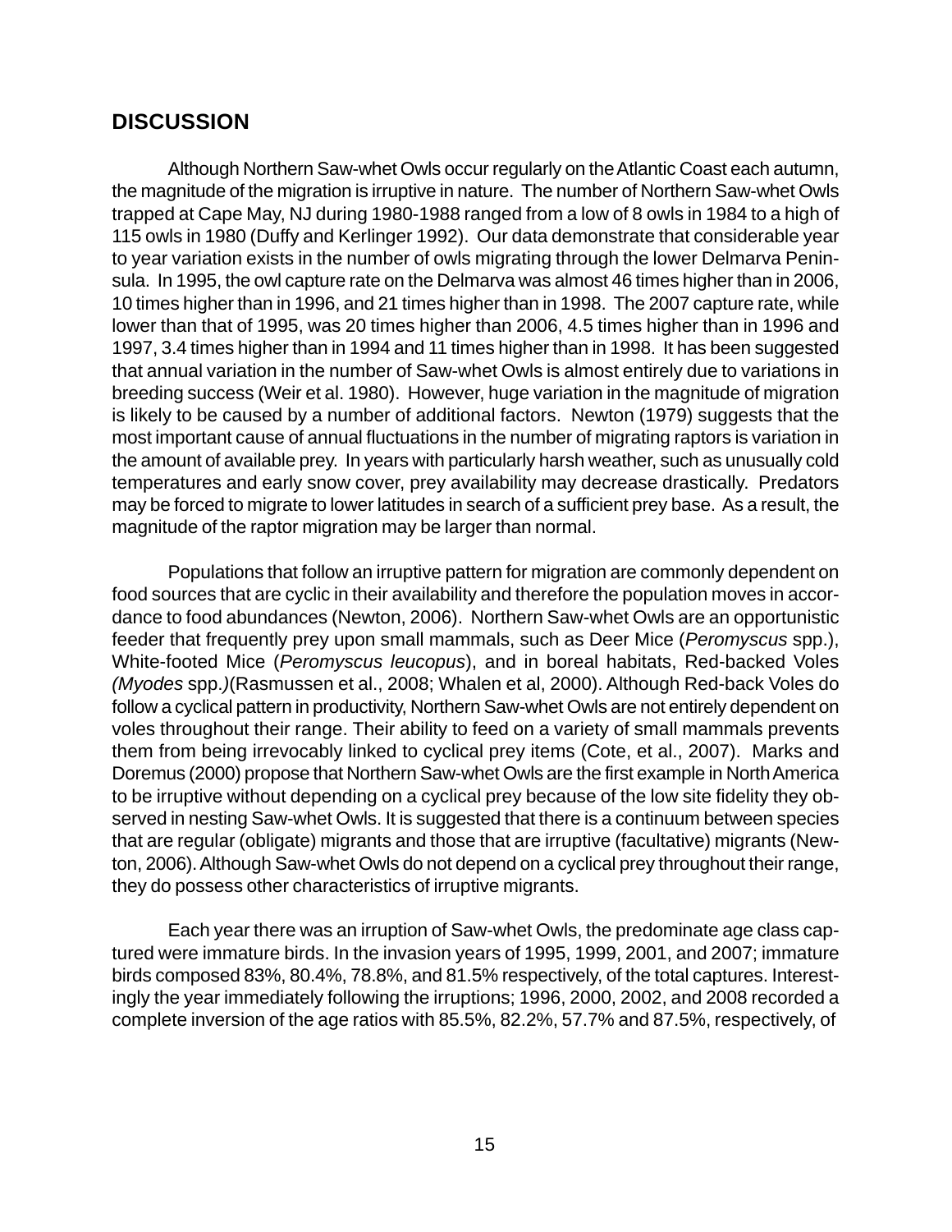## DISCUSSION

Although Northern Saw-whet Owls occur regularly on the Atlantic Coast each autumn, the magnitude of the migration is irruptive in nature. The number of Northern Saw-whet Owls trapped at Cape May, NJ during 1980-1988 ranged from a low of 8 owls in 1984 to a high of 115 owls in 1980 (Duffy and Kerlinger 1992). Our data demonstrate that considerable year to year variation exists in the number of owls migrating through the lower Delmarva Peninsula. In 1995, the owl capture rate on the Delmarva was almost 46 times higher than in 2006, 10 times higher than in 1996, and 21 times higher than in 1998. The 2007 capture rate, while lower than that of 1995, was 20 times higher than 2006, 4.5 times higher than in 1996 and 1997, 3.4 times higher than in 1994 and 11 times higher than in 1998. It has been suggested that annual variation in the number of Saw-whet Owls is almost entirely due to variations in breeding success (Weir et al. 1980). However, huge variation in the magnitude of migration is likely to be caused by a number of additional factors. Newton (1979) suggests that the most important cause of annual fluctuations in the number of migrating raptors is variation in the amount of available prey. In years with particularly harsh weather, such as unusually cold temperatures and early snow cover, prey availability may decrease drastically. Predators may be forced to migrate to lower latitudes in search of a sufficient prey base. As a result, the magnitude of the raptor migration may be larger than normal.

Populations that follow an irruptive pattern for migration are commonly dependent on food sources that are cyclic in their availability and therefore the population moves in accordance to food abundances (Newton, 2006). Northern Saw-whet Owls are an opportunistic feeder that frequently prey upon small mammals, such as Deer Mice (*Peromyscus* spp.), White-footed Mice (*Peromyscus leucopus*), and in boreal habitats, Red-backed Voles *(Myodes* spp.*)*(Rasmussen et al., 2008; Whalen et al, 2000). Although Red-back Voles do follow a cyclical pattern in productivity, Northern Saw-whet Owls are not entirely dependent on voles throughout their range. Their ability to feed on a variety of small mammals prevents them from being irrevocably linked to cyclical prey items (Cote, et al., 2007). Marks and Doremus (2000) propose that Northern Saw-whet Owls are the first example in North America to be irruptive without depending on a cyclical prey because of the low site fidelity they observed in nesting Saw-whet Owls. It is suggested that there is a continuum between species that are regular (obligate) migrants and those that are irruptive (facultative) migrants (Newton, 2006). Although Saw-whet Owls do not depend on a cyclical prey throughout their range, they do possess other characteristics of irruptive migrants.

Each year there was an irruption of Saw-whet Owls, the predominate age class captured were immature birds. In the invasion years of 1995, 1999, 2001, and 2007; immature birds composed 83%, 80.4%, 78.8%, and 81.5% respectively, of the total captures. Interestingly the year immediately following the irruptions; 1996, 2000, 2002, and 2008 recorded a complete inversion of the age ratios with 85.5%, 82.2%, 57.7% and 87.5%, respectively, of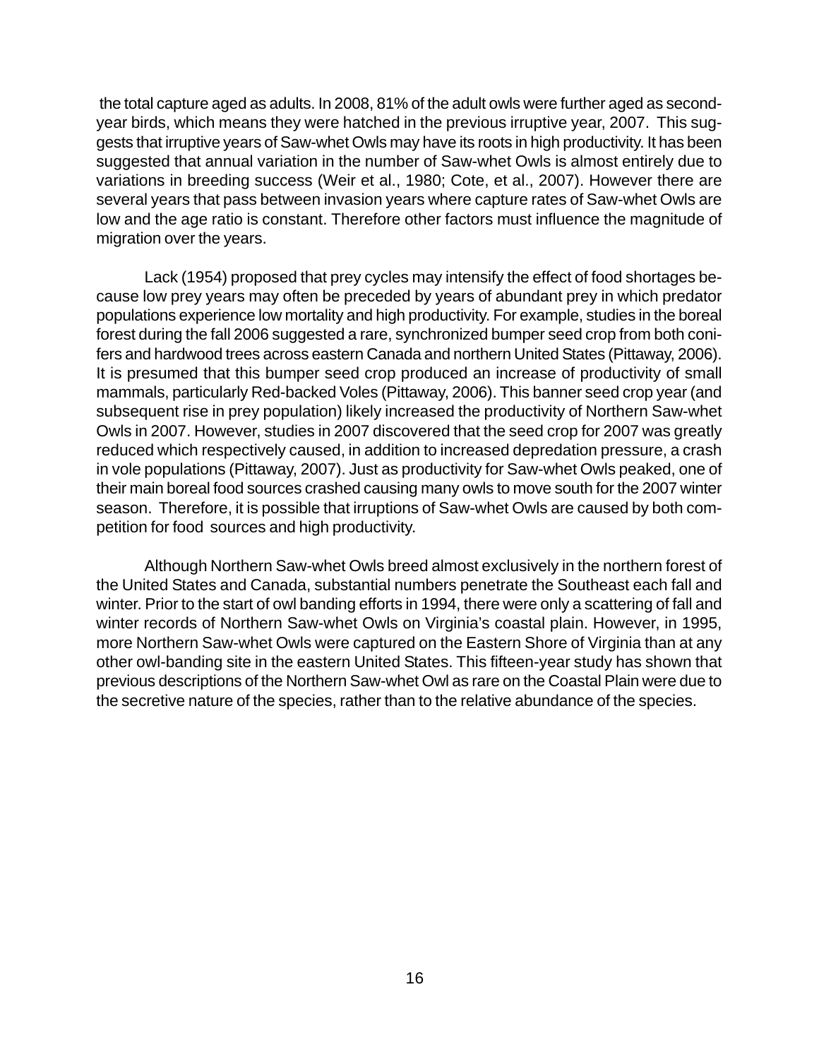the total capture aged as adults. In 2008, 81% of the adult owls were further aged as second-year birds, which means they were hatched in the previous irruptive year, 2007. This suggests that irruptive years of Saw-whet Owls may have its roots in high productivity. It has been suggested that annual variation in the number of Saw-whet Owls is almost entirely due to variations in breeding success (Weir et al., 1980; Cote, et al., 2007). However there are several years that pass between invasion years where capture rates of Saw-whet Owls are low and the age ratio is constant. Therefore other factors must influence the magnitude of migration over the years.

Lack (1954) proposed that prey cycles may intensify the effect of food shortages because low prey years may often be preceded by years of abundant prey in which predator populations experience low mortality and high productivity. For example, studies in the boreal forest during the fall 2006 suggested a rare, synchronized bumper seed crop from both conifers and hardwood trees across eastern Canada and northern United States (Pittaway, 2006). It is presumed that this bumper seed crop produced an increase of productivity of small mammals, particularly Red-backed Voles (Pittaway, 2006). This banner seed crop year (and subsequent rise in prey population) likely increased the productivity of Northern Saw-whet Owls in 2007. However, studies in 2007 discovered that the seed crop for 2007 was greatly reduced which respectively caused, in addition to increased depredation pressure, a crash in vole populations (Pittaway, 2007). Just as productivity for Saw-whet Owls peaked, one of their main boreal food sources crashed causing many owls to move south for the 2007 winter season. Therefore, it is possible that irruptions of Saw-whet Owls are caused by both competition for food sources and high productivity.

Although Northern Saw-whet Owls breed almost exclusively in the northern forest of the United States and Canada, substantial numbers penetrate the Southeast each fall and winter. Prior to the start of owl banding efforts in 1994, there were only a scattering of fall and winter records of Northern Saw-whet Owls on Virginia's coastal plain. However, in 1995, more Northern Saw-whet Owls were captured on the Eastern Shore of Virginia than at any other owl-banding site in the eastern United States. This fifteen-year study has shown that previous descriptions of the Northern Saw-whet Owl as rare on the Coastal Plain were due to the secretive nature of the species, rather than to the relative abundance of the species.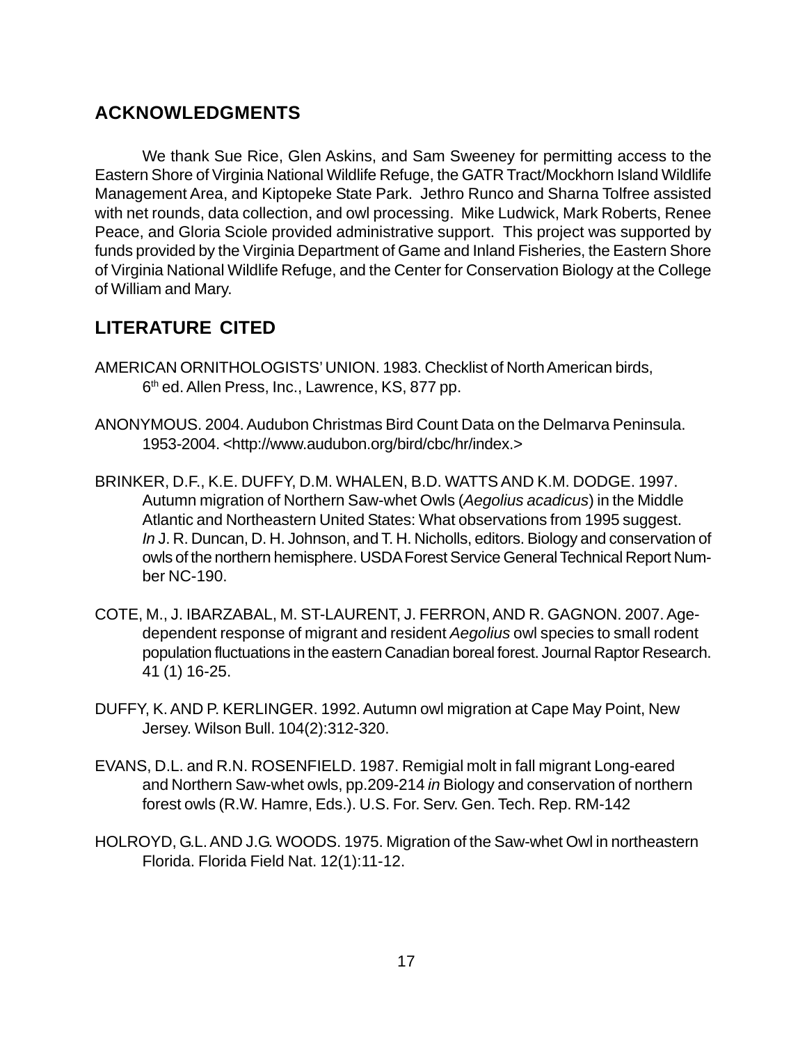## ACKNOWLEDGMENTS

We thank Sue Rice, Glen Askins, and Sam Sweeney for permitting access to the Eastern Shore of Virginia National Wildlife Refuge, the GATR Tract/Mockhorn Island Wildlife Management Area, and Kiptopeke State Park. Jethro Runco and Sharna Tolfree assisted with net rounds, data collection, and owl processing. Mike Ludwick, Mark Roberts, Renee Peace, and Gloria Sciole provided administrative support. This project was supported by funds provided by the Virginia Department of Game and Inland Fisheries, the Eastern Shore of Virginia National Wildlife Refuge, and the Center for Conservation Biology at the College of William and Mary.

## LITERATURE CITED

AMERICAN ORNITHOLOGISTS' UNION. 1983. Checklist of North American birds, 6th ed. Allen Press, Inc., Lawrence, KS, 877 pp.

ANONYMOUS. 2004. Audubon Christmas Bird Count Data on the Delmarva Peninsula. 1953-2004. <http://www.audubon.org/bird/cbc/hr/index.>

BRINKER, D.F., K.E. DUFFY, D.M. WHALEN, B.D. WATTS AND K.M. DODGE. 1997. Autumn migration of Northern Saw-whet Owls (*Aegolius acadicus*) in the Middle Atlantic and Northeastern United States: What observations from 1995 suggest. *In* J. R. Duncan, D. H. Johnson, and T. H. Nicholls, editors. Biology and conservation of owls of the northern hemisphere. USDA Forest Service General Technical Report Number NC-190.

COTE, M., J. IBARZABAL, M. ST-LAURENT, J. FERRON, AND R. GAGNON. 2007. Age-dependent response of migrant and resident *Aegolius* owl species to small rodent population fluctuations in the eastern Canadian boreal forest. Journal Raptor Research. 41 (1) 16-25.

DUFFY, K. AND P. KERLINGER. 1992. Autumn owl migration at Cape May Point, New Jersey. Wilson Bull. 104(2):312-320.

EVANS, D.L. and R.N. ROSENFIELD. 1987. Remigial molt in fall migrant Long-eared and Northern Saw-whet owls, pp.209-214 *in* Biology and conservation of northern forest owls (R.W. Hamre, Eds.). U.S. For. Serv. Gen. Tech. Rep. RM-142

HOLROYD, G.L. AND J.G. WOODS. 1975. Migration of the Saw-whet Owl in northeastern Florida. Florida Field Nat. 12(1):11-12.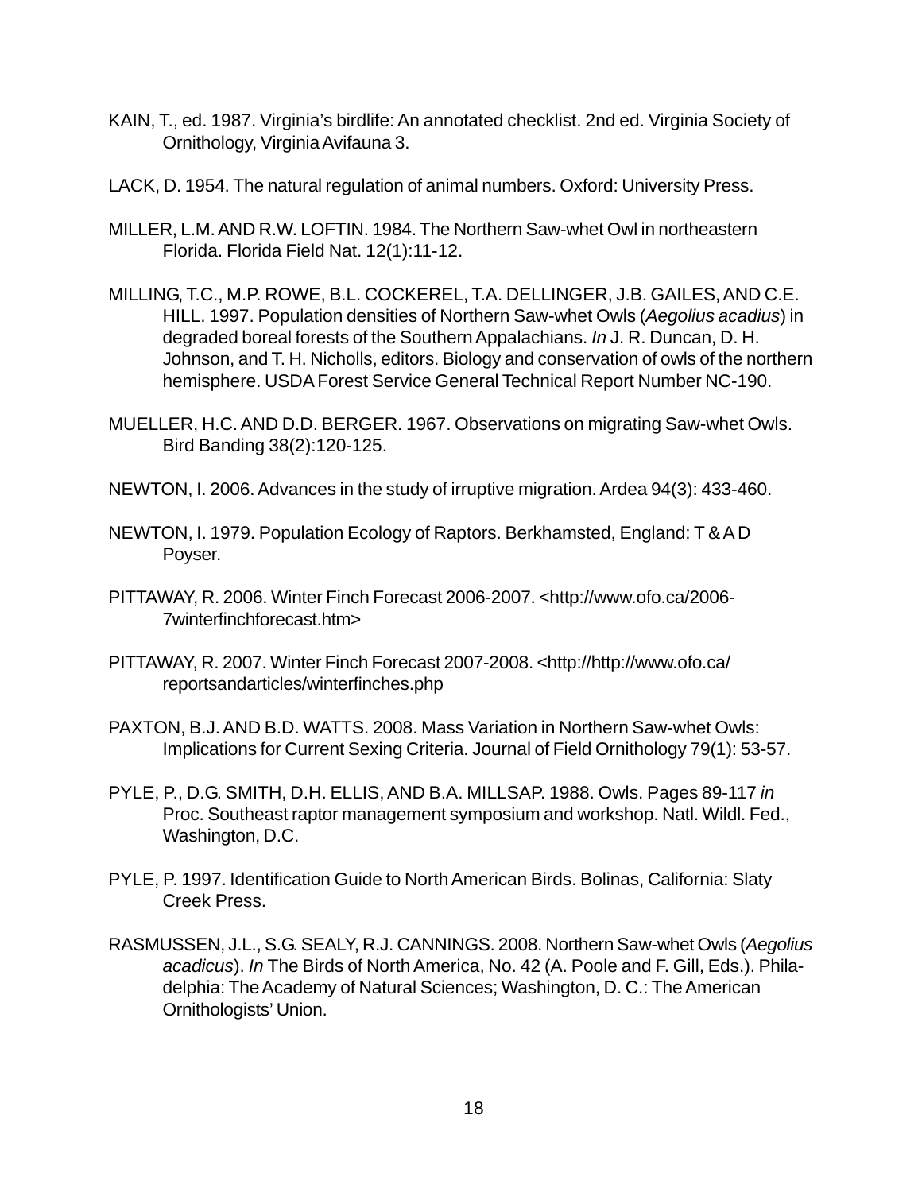KAIN, T., ed. 1987. Virginia's birdlife: An annotated checklist. 2nd ed. Virginia Society of Ornithology, Virginia Avifauna 3.

LACK, D. 1954. The natural regulation of animal numbers. Oxford: University Press.

MILLER, L.M. AND R.W. LOFTIN. 1984. The Northern Saw-whet Owl in northeastern Florida. Florida Field Nat. 12(1):11-12.

MILLING, T.C., M.P. ROWE, B.L. COCKEREL, T.A. DELLINGER, J.B. GAILES, AND C.E. HILL. 1997. Population densities of Northern Saw-whet Owls (*Aegolius acadius*) in degraded boreal forests of the Southern Appalachians. *In* J. R. Duncan, D. H. Johnson, and T. H. Nicholls, editors. Biology and conservation of owls of the northern hemisphere. USDA Forest Service General Technical Report Number NC-190.

MUELLER, H.C. AND D.D. BERGER. 1967. Observations on migrating Saw-whet Owls. Bird Banding 38(2):120-125.

NEWTON, I. 2006. Advances in the study of irruptive migration. Ardea 94(3): 433-460.

NEWTON, I. 1979. Population Ecology of Raptors. Berkhamsted, England: T & A D Poyser.

PITTAWAY, R. 2006. Winter Finch Forecast 2006-2007. <http://www.ofo.ca/2006-7winterfinchforecast.htm>

PITTAWAY, R. 2007. Winter Finch Forecast 2007-2008. <http://http://www.ofo.ca/reportsandarticles/winterfinches.php

PAXTON, B.J. AND B.D. WATTS. 2008. Mass Variation in Northern Saw-whet Owls: Implications for Current Sexing Criteria. Journal of Field Ornithology 79(1): 53-57.

PYLE, P., D.G. SMITH, D.H. ELLIS, AND B.A. MILLSAP. 1988. Owls. Pages 89-117 *in* Proc. Southeast raptor management symposium and workshop. Natl. Wildl. Fed., Washington, D.C.

PYLE, P. 1997. Identification Guide to North American Birds. Bolinas, California: Slaty Creek Press.

RASMUSSEN, J.L., S.G. SEALY, R.J. CANNINGS. 2008. Northern Saw-whet Owls (*Aegolius acadicus*). *In* The Birds of North America, No. 42 (A. Poole and F. Gill, Eds.). Philadelphia: The Academy of Natural Sciences; Washington, D. C.: The American Ornithologists' Union.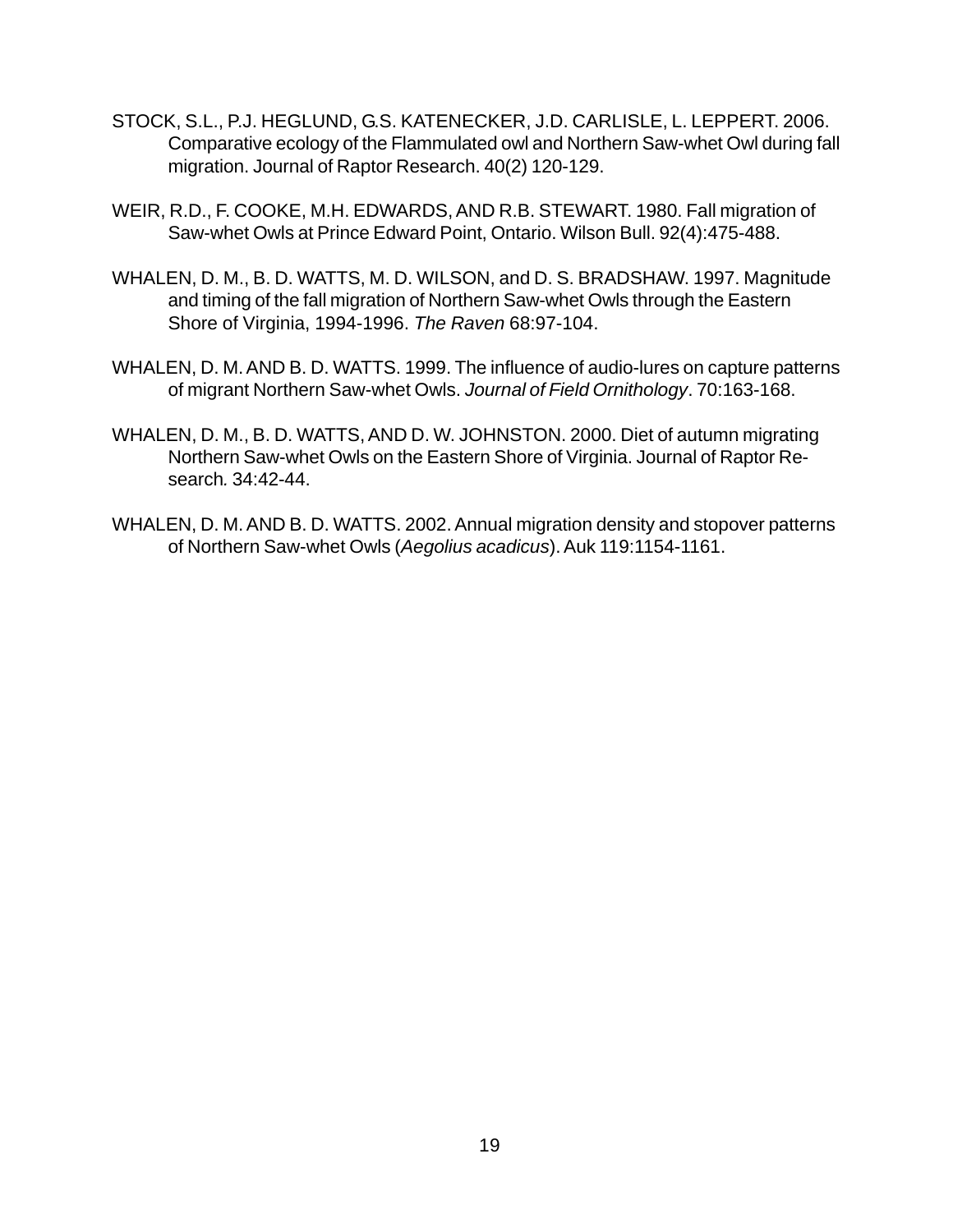STOCK, S.L., P.J. HEGLUND, G.S. KATENECKER, J.D. CARLISLE, L. LEPPERT. 2006. Comparative ecology of the Flammulated owl and Northern Saw-whet Owl during fall migration. Journal of Raptor Research. 40(2) 120-129.

WEIR, R.D., F. COOKE, M.H. EDWARDS, AND R.B. STEWART. 1980. Fall migration of Saw-whet Owls at Prince Edward Point, Ontario. Wilson Bull. 92(4):475-488.

WHALEN, D. M., B. D. WATTS, M. D. WILSON, and D. S. BRADSHAW. 1997. Magnitude and timing of the fall migration of Northern Saw-whet Owls through the Eastern Shore of Virginia, 1994-1996. *The Raven* 68:97-104.

WHALEN, D. M. AND B. D. WATTS. 1999. The influence of audio-lures on capture patterns of migrant Northern Saw-whet Owls. *Journal of Field Ornithology*. 70:163-168.

WHALEN, D. M., B. D. WATTS, AND D. W. JOHNSTON. 2000. Diet of autumn migrating Northern Saw-whet Owls on the Eastern Shore of Virginia. Journal of Raptor Research*.* 34:42-44.

WHALEN, D. M. AND B. D. WATTS. 2002. Annual migration density and stopover patterns of Northern Saw-whet Owls (*Aegolius acadicus*). Auk 119:1154-1161.